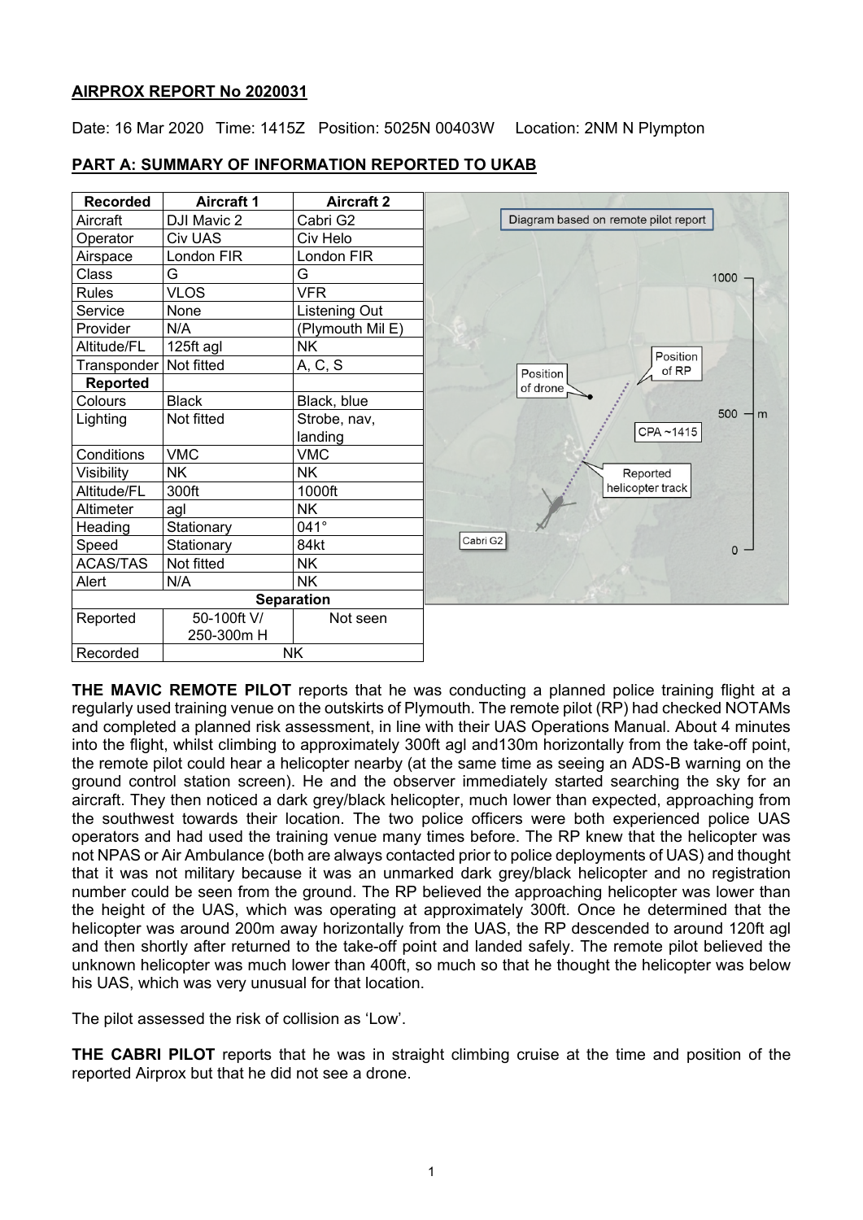**AIRPROX REPORT No 2020031**

Date: 16 Mar 2020 Time: 1415Z Position: 5025N 00403W Location: 2NM N Plympton

**PART A: SUMMARY OF INFORMATION REPORTED TO UKAB**

| Recorded | Aircraft 1 | Aircraft 2 |
|---|---|---|
| Aircraft | DJI Mavic 2 | Cabri G2 |
| Operator | Civ UAS | Civ Helo |
| Airspace | London FIR | London FIR |
| Class | G | G |
| Rules | VLOS | VFR |
| Service | None | Listening Out |
| Provider | N/A | (Plymouth Mil E) |
| Altitude/FL | 125ft agl | NK |
| Transponder | Not fitted | A, C, S |
| **Reported** | | |
| Colours | Black | Black, blue |
| Lighting | Not fitted | Strobe, nav, landing |
| Conditions | VMC | VMC |
| Visibility | NK | NK |
| Altitude/FL | 300ft | 1000ft |
| Altimeter | agl | NK |
| Heading | Stationary | 041° |
| Speed | Stationary | 84kt |
| ACAS/TAS | Not fitted | NK |
| Alert | N/A | NK |
| **Separation** | | |
| Reported | 50-100ft V/ 250-300m H | Not seen |
| Recorded | NK | |

Diagram based on remote pilot report

**THE MAVIC REMOTE PILOT** reports that he was conducting a planned police training flight at a regularly used training venue on the outskirts of Plymouth. The remote pilot (RP) had checked NOTAMs and completed a planned risk assessment, in line with their UAS Operations Manual. About 4 minutes into the flight, whilst climbing to approximately 300ft agl and130m horizontally from the take-off point, the remote pilot could hear a helicopter nearby (at the same time as seeing an ADS-B warning on the ground control station screen). He and the observer immediately started searching the sky for an aircraft. They then noticed a dark grey/black helicopter, much lower than expected, approaching from the southwest towards their location. The two police officers were both experienced police UAS operators and had used the training venue many times before. The RP knew that the helicopter was not NPAS or Air Ambulance (both are always contacted prior to police deployments of UAS) and thought that it was not military because it was an unmarked dark grey/black helicopter and no registration number could be seen from the ground. The RP believed the approaching helicopter was lower than the height of the UAS, which was operating at approximately 300ft. Once he determined that the helicopter was around 200m away horizontally from the UAS, the RP descended to around 120ft agl and then shortly after returned to the take-off point and landed safely. The remote pilot believed the unknown helicopter was much lower than 400ft, so much so that he thought the helicopter was below his UAS, which was very unusual for that location.

The pilot assessed the risk of collision as 'Low'.

**THE CABRI PILOT** reports that he was in straight climbing cruise at the time and position of the reported Airprox but that he did not see a drone.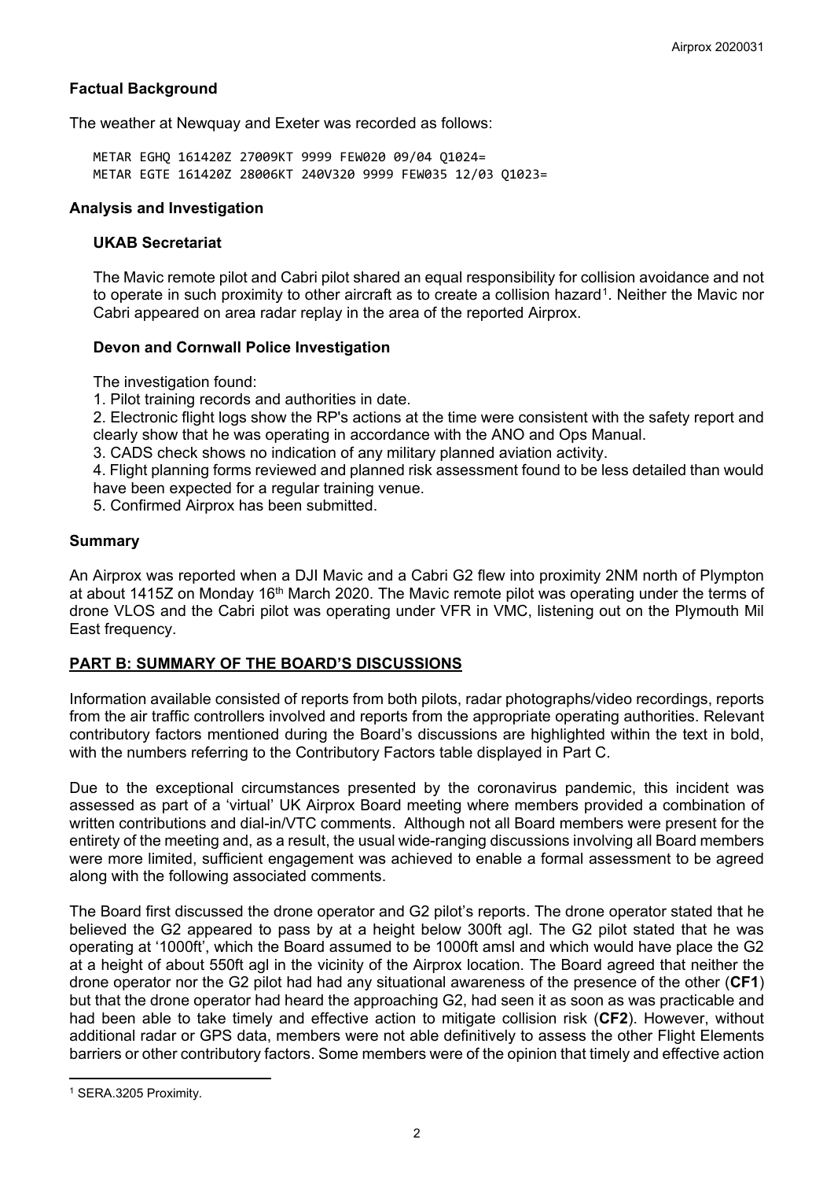## Factual Background

The weather at Newquay and Exeter was recorded as follows:

```
METAR EGHQ 161420Z 27009KT 9999 FEW020 09/04 Q1024=
METAR EGTE 161420Z 28006KT 240V320 9999 FEW035 12/03 Q1023=
```

## Analysis and Investigation

### UKAB Secretariat

The Mavic remote pilot and Cabri pilot shared an equal responsibility for collision avoidance and not to operate in such proximity to other aircraft as to create a collision hazard[1]. Neither the Mavic nor Cabri appeared on area radar replay in the area of the reported Airprox.

### Devon and Cornwall Police Investigation

The investigation found:

1. Pilot training records and authorities in date.
2. Electronic flight logs show the RP's actions at the time were consistent with the safety report and clearly show that he was operating in accordance with the ANO and Ops Manual.
3. CADS check shows no indication of any military planned aviation activity.
4. Flight planning forms reviewed and planned risk assessment found to be less detailed than would have been expected for a regular training venue.
5. Confirmed Airprox has been submitted.

## Summary

An Airprox was reported when a DJI Mavic and a Cabri G2 flew into proximity 2NM north of Plympton at about 1415Z on Monday 16th March 2020. The Mavic remote pilot was operating under the terms of drone VLOS and the Cabri pilot was operating under VFR in VMC, listening out on the Plymouth Mil East frequency.

## PART B: SUMMARY OF THE BOARD'S DISCUSSIONS

Information available consisted of reports from both pilots, radar photographs/video recordings, reports from the air traffic controllers involved and reports from the appropriate operating authorities. Relevant contributory factors mentioned during the Board's discussions are highlighted within the text in bold, with the numbers referring to the Contributory Factors table displayed in Part C.

Due to the exceptional circumstances presented by the coronavirus pandemic, this incident was assessed as part of a 'virtual' UK Airprox Board meeting where members provided a combination of written contributions and dial-in/VTC comments. Although not all Board members were present for the entirety of the meeting and, as a result, the usual wide-ranging discussions involving all Board members were more limited, sufficient engagement was achieved to enable a formal assessment to be agreed along with the following associated comments.

The Board first discussed the drone operator and G2 pilot's reports. The drone operator stated that he believed the G2 appeared to pass by at a height below 300ft agl. The G2 pilot stated that he was operating at '1000ft', which the Board assumed to be 1000ft amsl and which would have place the G2 at a height of about 550ft agl in the vicinity of the Airprox location. The Board agreed that neither the drone operator nor the G2 pilot had had any situational awareness of the presence of the other (**CF1**) but that the drone operator had heard the approaching G2, had seen it as soon as was practicable and had been able to take timely and effective action to mitigate collision risk (**CF2**). However, without additional radar or GPS data, members were not able definitively to assess the other Flight Elements barriers or other contributory factors. Some members were of the opinion that timely and effective action

---

[1] SERA.3205 Proximity.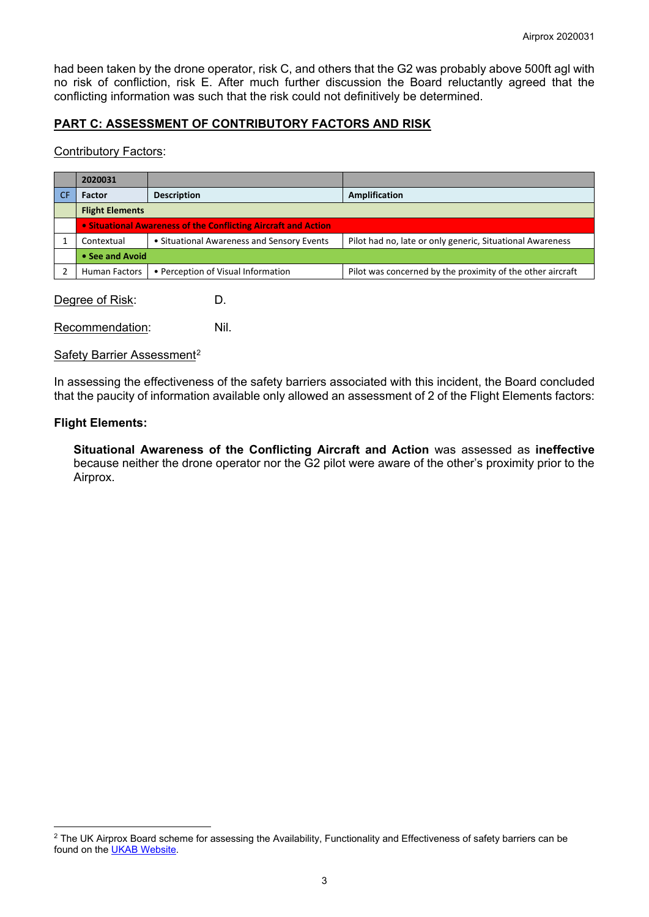had been taken by the drone operator, risk C, and others that the G2 was probably above 500ft agl with no risk of confliction, risk E. After much further discussion the Board reluctantly agreed that the conflicting information was such that the risk could not definitively be determined.

## PART C: ASSESSMENT OF CONTRIBUTORY FACTORS AND RISK

Contributory Factors:

| | 2020031 | | |
|---|---|---|---|
| CF | Factor | Description | Amplification |
| | **Flight Elements** | | |
| | **• Situational Awareness of the Conflicting Aircraft and Action** | | |
| 1 | Contextual | • Situational Awareness and Sensory Events | Pilot had no, late or only generic, Situational Awareness |
| | **• See and Avoid** | | |
| 2 | Human Factors | • Perception of Visual Information | Pilot was concerned by the proximity of the other aircraft |

Degree of Risk: D.

Recommendation: Nil.

Safety Barrier Assessment[2]

In assessing the effectiveness of the safety barriers associated with this incident, the Board concluded that the paucity of information available only allowed an assessment of 2 of the Flight Elements factors:

**Flight Elements:**

**Situational Awareness of the Conflicting Aircraft and Action** was assessed as **ineffective** because neither the drone operator nor the G2 pilot were aware of the other's proximity prior to the Airprox.

[2] The UK Airprox Board scheme for assessing the Availability, Functionality and Effectiveness of safety barriers can be found on the UKAB Website.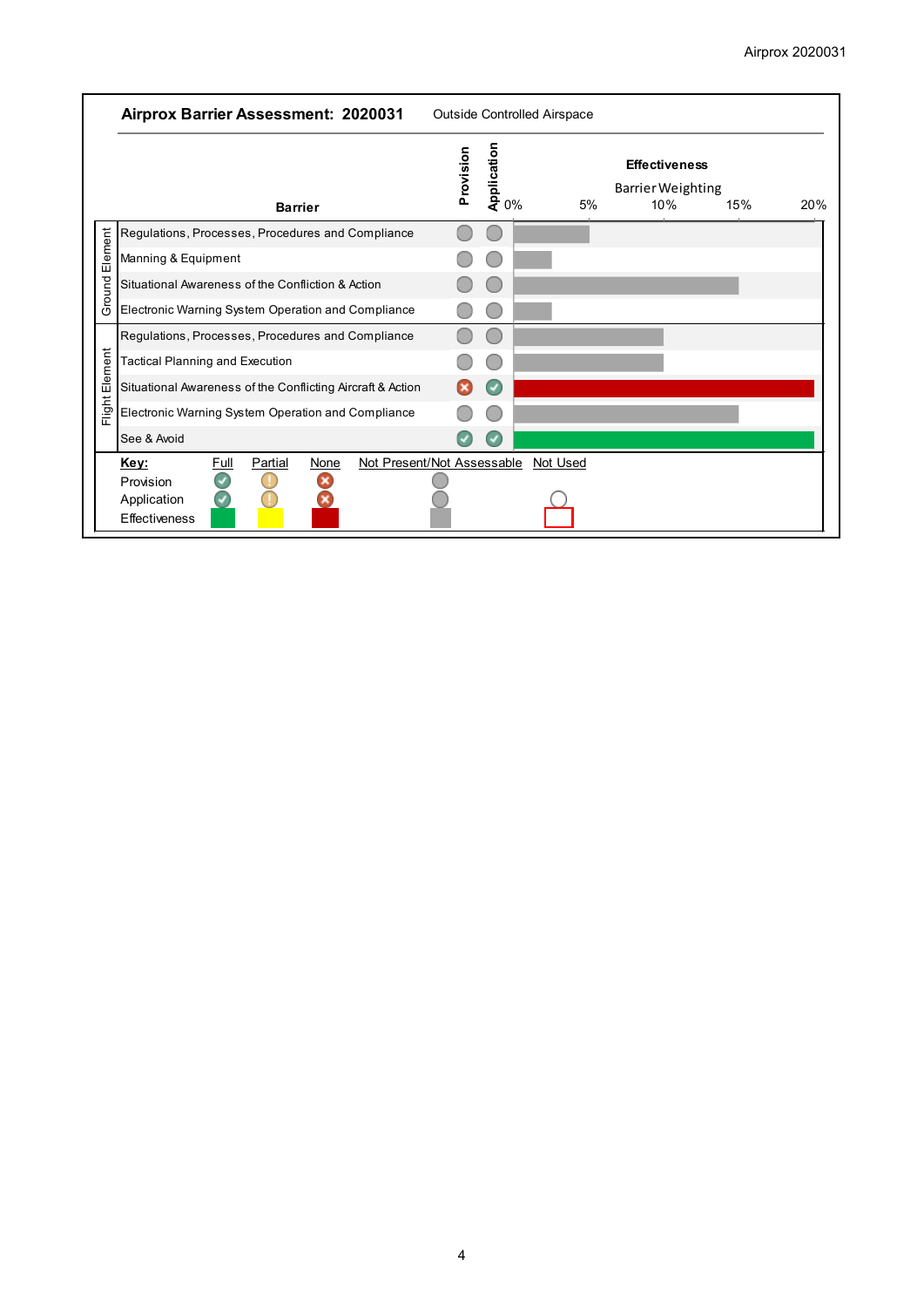**Airprox Barrier Assessment: 2020031** Outside Controlled Airspace

Barrier

Provision

Application

Effectiveness

Barrier Weighting

0% 5% 10% 15% 20%

Ground Element

Regulations, Processes, Procedures and Compliance

Manning & Equipment

Situational Awareness of the Confliction & Action

Electronic Warning System Operation and Compliance

Flight Element

Regulations, Processes, Procedures and Compliance

Tactical Planning and Execution

Situational Awareness of the Conflicting Aircraft & Action

Electronic Warning System Operation and Compliance

See & Avoid

**Key:** Full Partial None Not Present/Not Assessable Not Used

Provision

Application

Effectiveness